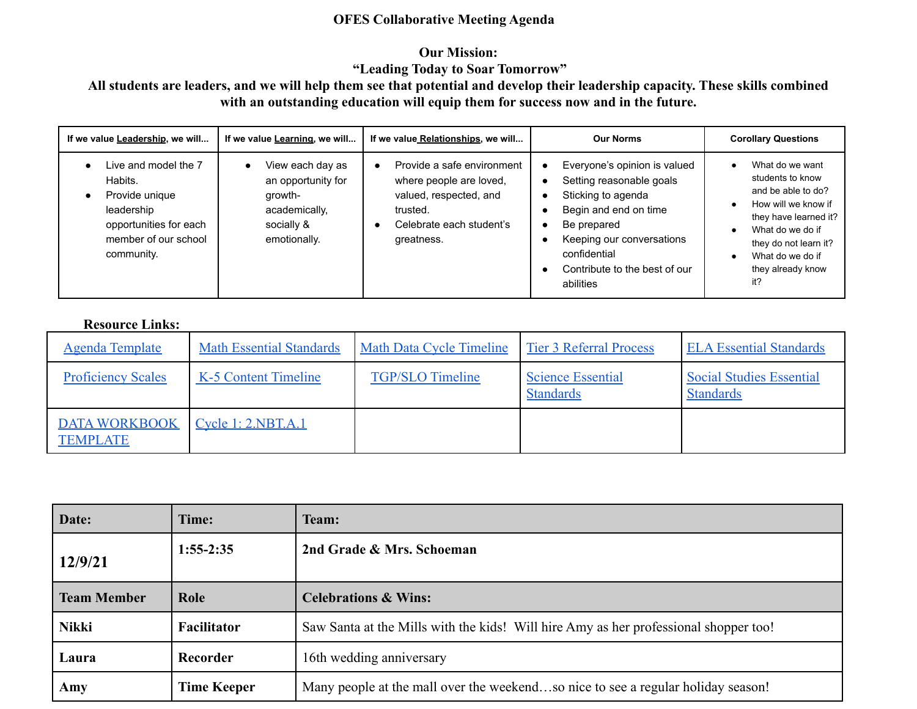# OFES Collaborative Meeting Agenda

**Our Mission:**
**"Leading Today to Soar Tomorrow"**
**All students are leaders, and we will help them see that potential and develop their leadership capacity. These skills combined with an outstanding education will equip them for success now and in the future.**

| If we value Leadership, we will... | If we value Learning, we will... | If we value Relationships, we will... | Our Norms | Corollary Questions |
|---|---|---|---|---|
| • Live and model the 7 Habits.<br>• Provide unique leadership opportunities for each member of our school community. | • View each day as an opportunity for growth- academically, socially & emotionally. | • Provide a safe environment where people are loved, valued, respected, and trusted.<br>• Celebrate each student's greatness. | • Everyone's opinion is valued<br>• Setting reasonable goals<br>• Sticking to agenda<br>• Begin and end on time<br>• Be prepared<br>• Keeping our conversations confidential<br>• Contribute to the best of our abilities | • What do we want students to know and be able to do?<br>• How will we know if they have learned it?<br>• What do we do if they do not learn it?<br>• What do we do if they already know it? |

**Resource Links:**

| Agenda Template | Math Essential Standards | Math Data Cycle Timeline | Tier 3 Referral Process | ELA Essential Standards |
|---|---|---|---|---|
| Proficiency Scales | K-5 Content Timeline | TGP/SLO Timeline | Science Essential Standards | Social Studies Essential Standards |
| DATA WORKBOOK TEMPLATE | Cycle 1: 2.NBT.A.1 | | | |

| Date: | Time: | Team: |
|---|---|---|
| **12/9/21** | **1:55-2:35** | **2nd Grade & Mrs. Schoeman** |
| **Team Member** | **Role** | **Celebrations & Wins:** |
| **Nikki** | **Facilitator** | Saw Santa at the Mills with the kids! Will hire Amy as her professional shopper too! |
| **Laura** | **Recorder** | 16th wedding anniversary |
| **Amy** | **Time Keeper** | Many people at the mall over the weekend…so nice to see a regular holiday season! |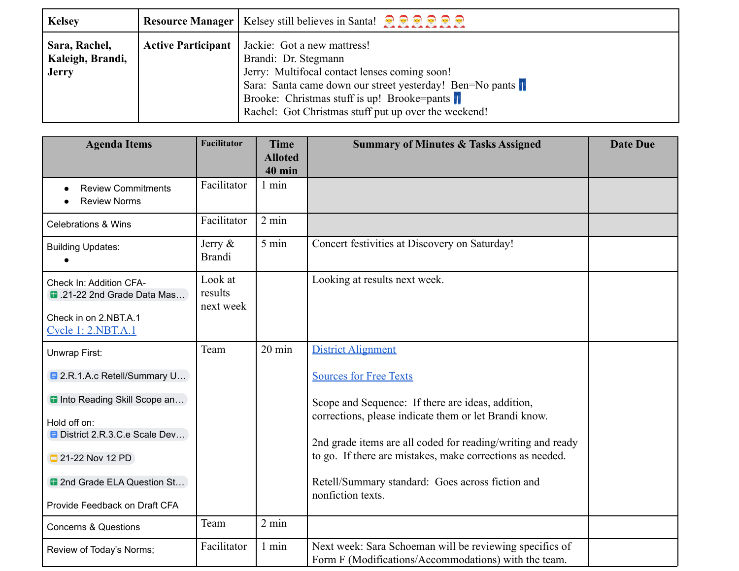| | | |
|---|---|---|
| **Kelsey** | **Resource Manager** | Kelsey still believes in Santa! 🎅🎅🎅🎅🎅🎅 |
| **Sara, Rachel, Kaleigh, Brandi, Jerry** | **Active Participant** | Jackie: Got a new mattress!<br>Brandi: Dr. Stegmann<br>Jerry: Multifocal contact lenses coming soon!<br>Sara: Santa came down our street yesterday! Ben=No pants 👖<br>Brooke: Christmas stuff is up! Brooke=pants 👖<br>Rachel: Got Christmas stuff put up over the weekend! |

| Agenda Items | Facilitator | Time Alloted 40 min | Summary of Minutes & Tasks Assigned | Date Due |
|---|---|---|---|---|
| • Review Commitments<br>• Review Norms | Facilitator | 1 min | | |
| Celebrations & Wins | Facilitator | 2 min | | |
| Building Updates:<br>• | Jerry & Brandi | 5 min | Concert festivities at Discovery on Saturday! | |
| Check In: Addition CFA- .21-22 2nd Grade Data Mas…<br><br>Check in on 2.NBT.A.1<br>Cycle 1: 2.NBT.A.1 | Look at results next week | | Looking at results next week. | |
| Unwrap First:<br><br>2.R.1.A.c Retell/Summary U…<br><br>Into Reading Skill Scope an…<br><br>Hold off on:<br>District 2.R.3.C.e Scale Dev…<br><br>21-22 Nov 12 PD<br><br>2nd Grade ELA Question St…<br><br>Provide Feedback on Draft CFA | Team | 20 min | District Alignment<br><br>Sources for Free Texts<br><br>Scope and Sequence: If there are ideas, addition, corrections, please indicate them or let Brandi know.<br><br>2nd grade items are all coded for reading/writing and ready to go. If there are mistakes, make corrections as needed.<br><br>Retell/Summary standard: Goes across fiction and nonfiction texts. | |
| Concerns & Questions | Team | 2 min | | |
| Review of Today's Norms; | Facilitator | 1 min | Next week: Sara Schoeman will be reviewing specifics of Form F (Modifications/Accommodations) with the team. | |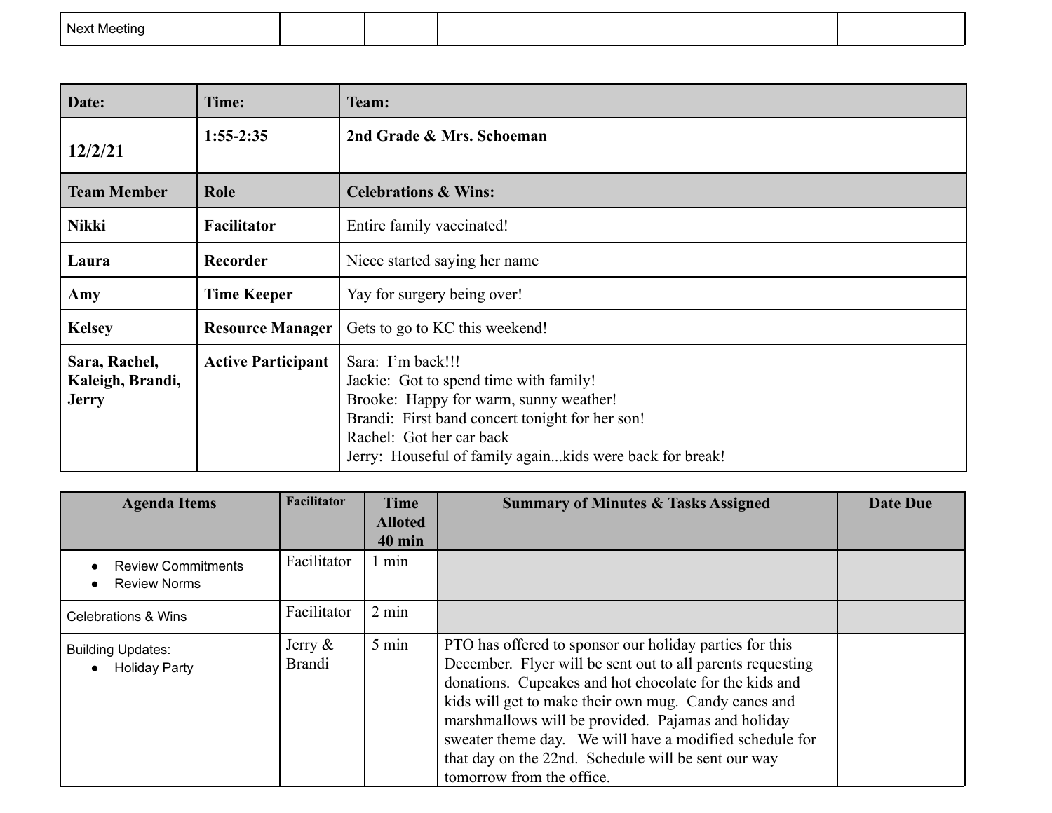| Next Meeting | | | | |
|---|---|---|---|---|

| **Date:** | **Time:** | **Team:** |
|---|---|---|
| **12/2/21** | **1:55-2:35** | **2nd Grade & Mrs. Schoeman** |
| **Team Member** | **Role** | **Celebrations & Wins:** |
| **Nikki** | **Facilitator** | Entire family vaccinated! |
| **Laura** | **Recorder** | Niece started saying her name |
| **Amy** | **Time Keeper** | Yay for surgery being over! |
| **Kelsey** | **Resource Manager** | Gets to go to KC this weekend! |
| **Sara, Rachel, Kaleigh, Brandi, Jerry** | **Active Participant** | Sara: I'm back!!!<br>Jackie: Got to spend time with family!<br>Brooke: Happy for warm, sunny weather!<br>Brandi: First band concert tonight for her son!<br>Rachel: Got her car back<br>Jerry: Houseful of family again...kids were back for break! |

| Agenda Items | Facilitator | Time Alloted 40 min | Summary of Minutes & Tasks Assigned | Date Due |
|---|---|---|---|---|
| • Review Commitments<br>• Review Norms | Facilitator | 1 min | | |
| Celebrations & Wins | Facilitator | 2 min | | |
| Building Updates:<br>• Holiday Party | Jerry & Brandi | 5 min | PTO has offered to sponsor our holiday parties for this December. Flyer will be sent out to all parents requesting donations. Cupcakes and hot chocolate for the kids and kids will get to make their own mug. Candy canes and marshmallows will be provided. Pajamas and holiday sweater theme day. We will have a modified schedule for that day on the 22nd. Schedule will be sent our way tomorrow from the office. | |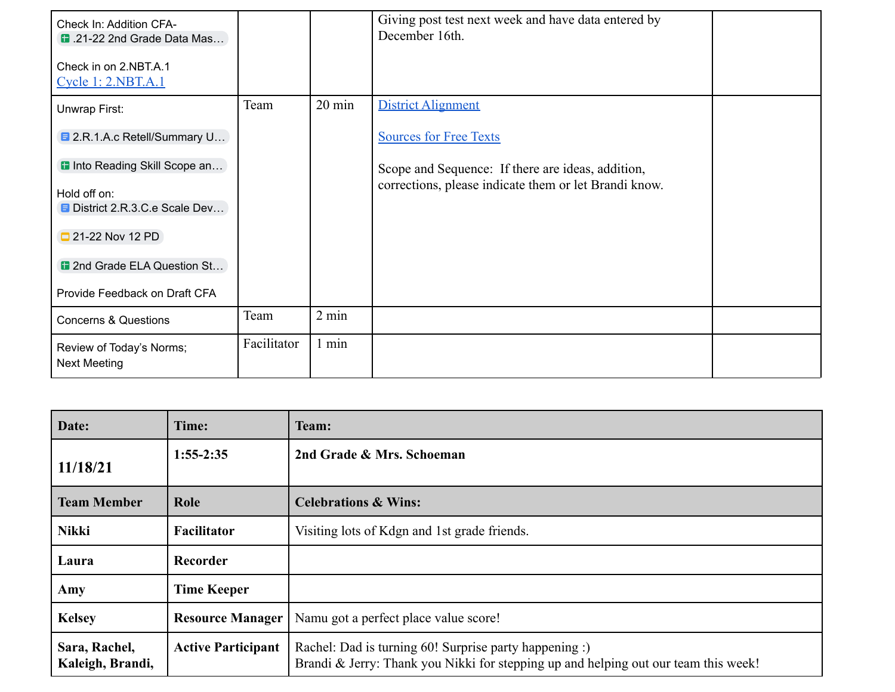| | | | | |
|---|---|---|---|---|
| Check In: Addition CFA- .21-22 2nd Grade Data Mas…<br><br>Check in on 2.NBT.A.1<br>Cycle 1: 2.NBT.A.1 | | | Giving post test next week and have data entered by December 16th. | |
| Unwrap First:<br><br>2.R.1.A.c Retell/Summary U…<br><br>Into Reading Skill Scope an…<br><br>Hold off on:<br>District 2.R.3.C.e Scale Dev…<br><br>21-22 Nov 12 PD<br><br>2nd Grade ELA Question St…<br><br>Provide Feedback on Draft CFA | Team | 20 min | District Alignment<br><br>Sources for Free Texts<br><br>Scope and Sequence: If there are ideas, addition, corrections, please indicate them or let Brandi know. | |
| Concerns & Questions | Team | 2 min | | |
| Review of Today's Norms;<br>Next Meeting | Facilitator | 1 min | | |

| **Date:** | **Time:** | **Team:** |
|---|---|---|
| **11/18/21** | **1:55-2:35** | **2nd Grade & Mrs. Schoeman** |
| **Team Member** | **Role** | **Celebrations & Wins:** |
| **Nikki** | **Facilitator** | Visiting lots of Kdgn and 1st grade friends. |
| **Laura** | **Recorder** | |
| **Amy** | **Time Keeper** | |
| **Kelsey** | **Resource Manager** | Namu got a perfect place value score! |
| **Sara, Rachel, Kaleigh, Brandi,** | **Active Participant** | Rachel: Dad is turning 60! Surprise party happening :)<br>Brandi & Jerry: Thank you Nikki for stepping up and helping out our team this week! |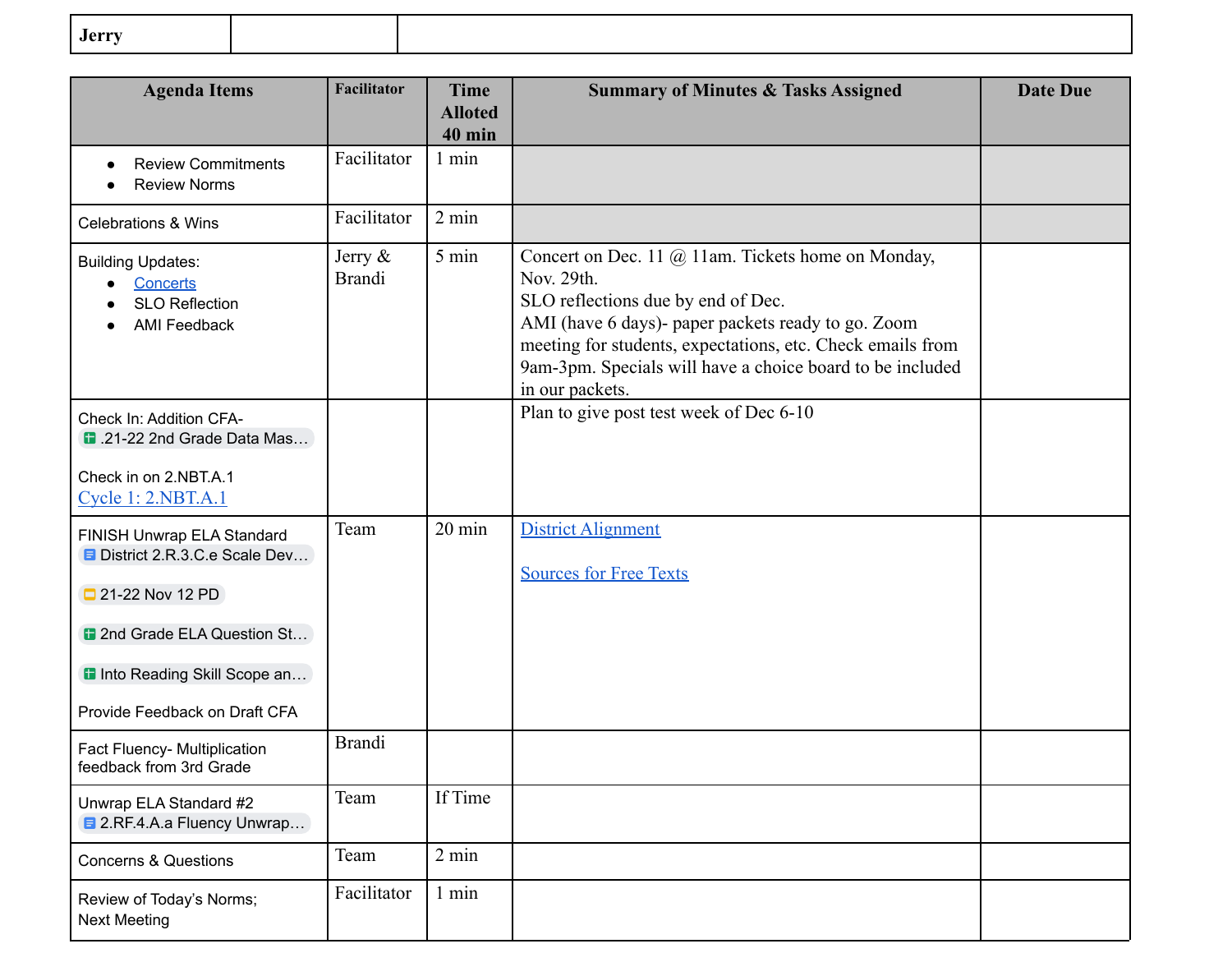| Jerry | | |
|---|---|---|

| Agenda Items | Facilitator | Time Alloted 40 min | Summary of Minutes & Tasks Assigned | Date Due |
|---|---|---|---|---|
| • Review Commitments<br>• Review Norms | Facilitator | 1 min | | |
| Celebrations & Wins | Facilitator | 2 min | | |
| Building Updates:<br>• Concerts<br>• SLO Reflection<br>• AMI Feedback | Jerry & Brandi | 5 min | Concert on Dec. 11 @ 11am. Tickets home on Monday, Nov. 29th.<br>SLO reflections due by end of Dec.<br>AMI (have 6 days)- paper packets ready to go. Zoom meeting for students, expectations, etc. Check emails from 9am-3pm. Specials will have a choice board to be included in our packets. | |
| Check In: Addition CFA- .21-22 2nd Grade Data Mas…<br><br>Check in on 2.NBT.A.1<br>Cycle 1: 2.NBT.A.1 | | | Plan to give post test week of Dec 6-10 | |
| FINISH Unwrap ELA Standard District 2.R.3.C.e Scale Dev…<br><br>21-22 Nov 12 PD<br><br>2nd Grade ELA Question St…<br><br>Into Reading Skill Scope an…<br><br>Provide Feedback on Draft CFA | Team | 20 min | District Alignment<br><br>Sources for Free Texts | |
| Fact Fluency- Multiplication feedback from 3rd Grade | Brandi | | | |
| Unwrap ELA Standard #2 2.RF.4.A.a Fluency Unwrap… | Team | If Time | | |
| Concerns & Questions | Team | 2 min | | |
| Review of Today's Norms; Next Meeting | Facilitator | 1 min | | |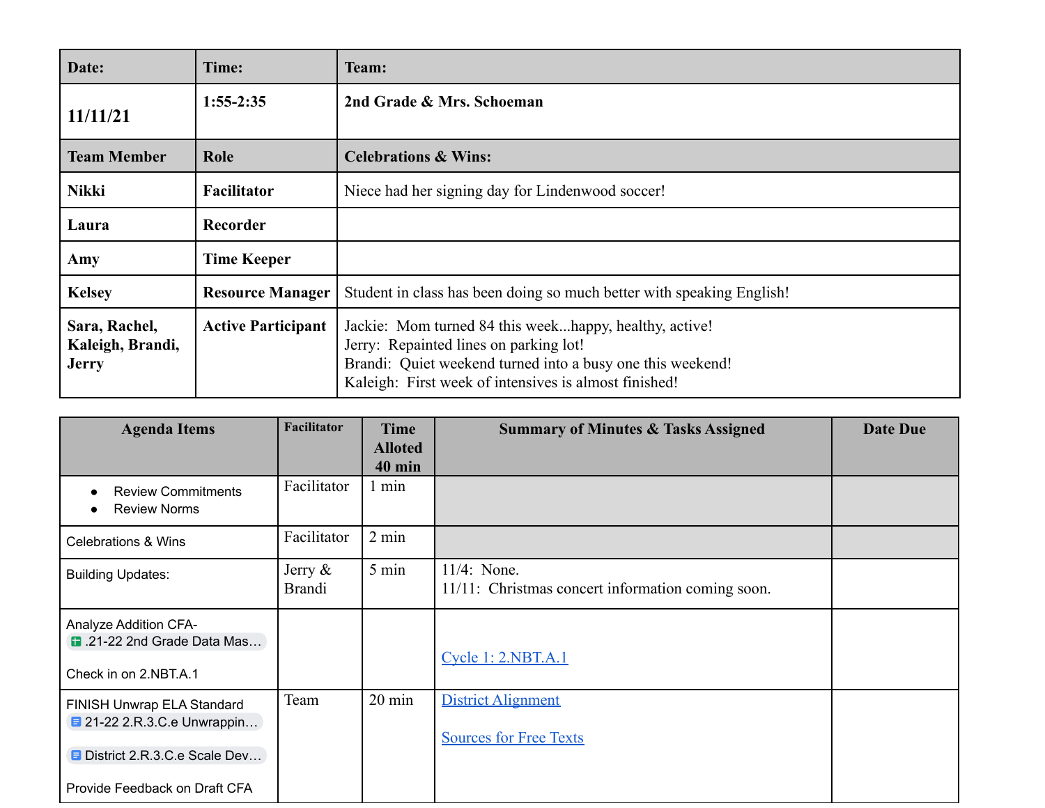| Date: | Time: | Team: |
|---|---|---|
| **11/11/21** | **1:55-2:35** | **2nd Grade & Mrs. Schoeman** |
| **Team Member** | **Role** | **Celebrations & Wins:** |
| **Nikki** | **Facilitator** | Niece had her signing day for Lindenwood soccer! |
| **Laura** | **Recorder** | |
| **Amy** | **Time Keeper** | |
| **Kelsey** | **Resource Manager** | Student in class has been doing so much better with speaking English! |
| **Sara, Rachel, Kaleigh, Brandi, Jerry** | **Active Participant** | Jackie: Mom turned 84 this week...happy, healthy, active!<br>Jerry: Repainted lines on parking lot!<br>Brandi: Quiet weekend turned into a busy one this weekend!<br>Kaleigh: First week of intensives is almost finished! |

| Agenda Items | Facilitator | Time Alloted 40 min | Summary of Minutes & Tasks Assigned | Date Due |
|---|---|---|---|---|
| • Review Commitments<br>• Review Norms | Facilitator | 1 min | | |
| Celebrations & Wins | Facilitator | 2 min | | |
| Building Updates: | Jerry & Brandi | 5 min | 11/4: None.<br>11/11: Christmas concert information coming soon. | |
| Analyze Addition CFA- .21-22 2nd Grade Data Mas...<br><br>Check in on 2.NBT.A.1 | | | Cycle 1: 2.NBT.A.1 | |
| FINISH Unwrap ELA Standard 21-22 2.R.3.C.e Unwrappin...<br><br>District 2.R.3.C.e Scale Dev...<br><br>Provide Feedback on Draft CFA | Team | 20 min | District Alignment<br><br>Sources for Free Texts | |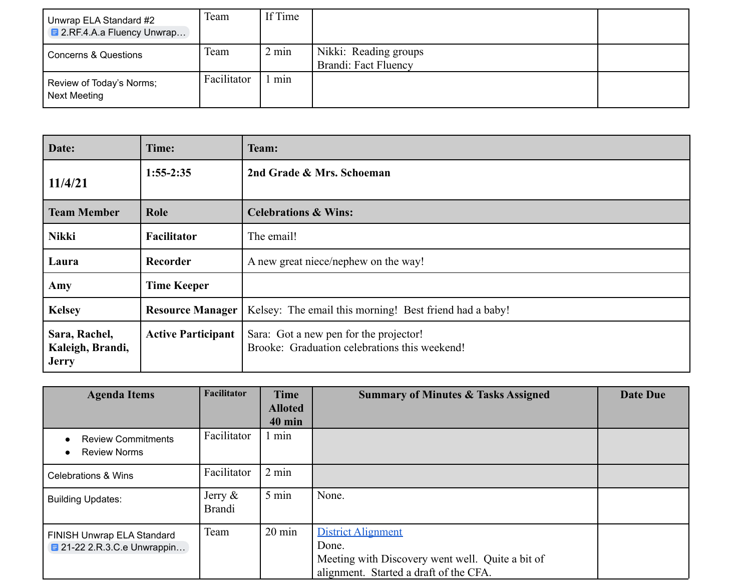| Unwrap ELA Standard #2 2.RF.4.A.a Fluency Unwrap… | Team | If Time | | |
|---|---|---|---|---|
| Concerns & Questions | Team | 2 min | Nikki: Reading groups<br>Brandi: Fact Fluency | |
| Review of Today's Norms; Next Meeting | Facilitator | 1 min | | |

| **Date:** | **Time:** | **Team:** |
|---|---|---|
| **11/4/21** | **1:55-2:35** | **2nd Grade & Mrs. Schoeman** |
| **Team Member** | **Role** | **Celebrations & Wins:** |
| **Nikki** | **Facilitator** | The email! |
| **Laura** | **Recorder** | A new great niece/nephew on the way! |
| **Amy** | **Time Keeper** | |
| **Kelsey** | **Resource Manager** | Kelsey: The email this morning! Best friend had a baby! |
| **Sara, Rachel, Kaleigh, Brandi, Jerry** | **Active Participant** | Sara: Got a new pen for the projector!<br>Brooke: Graduation celebrations this weekend! |

| Agenda Items | Facilitator | Time Alloted 40 min | Summary of Minutes & Tasks Assigned | Date Due |
|---|---|---|---|---|
| • Review Commitments<br>• Review Norms | Facilitator | 1 min | | |
| Celebrations & Wins | Facilitator | 2 min | | |
| Building Updates: | Jerry & Brandi | 5 min | None. | |
| FINISH Unwrap ELA Standard 21-22 2.R.3.C.e Unwrappin… | Team | 20 min | District Alignment<br>Done.<br>Meeting with Discovery went well. Quite a bit of alignment. Started a draft of the CFA. | |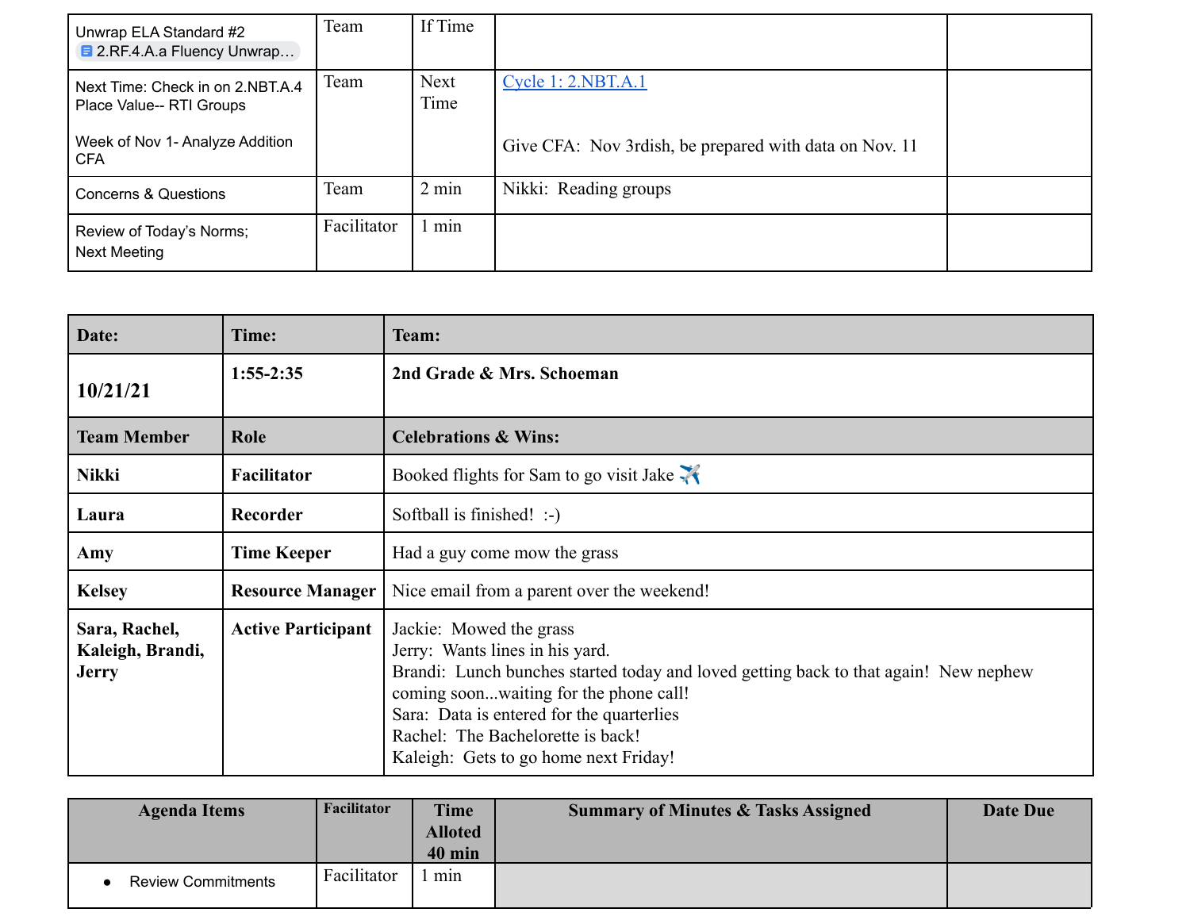| Unwrap ELA Standard #2<br>2.RF.4.A.a Fluency Unwrap… | Team | If Time | | |
|---|---|---|---|---|
| Next Time: Check in on 2.NBT.A.4 Place Value-- RTI Groups<br><br>Week of Nov 1- Analyze Addition CFA | Team | Next Time | [Cycle 1: 2.NBT.A.1](#)<br><br>Give CFA: Nov 3rdish, be prepared with data on Nov. 11 | |
| Concerns & Questions | Team | 2 min | Nikki: Reading groups | |
| Review of Today's Norms;<br>Next Meeting | Facilitator | 1 min | | |

| **Date:** | **Time:** | **Team:** |
|---|---|---|
| **10/21/21** | **1:55-2:35** | **2nd Grade & Mrs. Schoeman** |
| **Team Member** | **Role** | **Celebrations & Wins:** |
| **Nikki** | **Facilitator** | Booked flights for Sam to go visit Jake ✈️ |
| **Laura** | **Recorder** | Softball is finished! :-) |
| **Amy** | **Time Keeper** | Had a guy come mow the grass |
| **Kelsey** | **Resource Manager** | Nice email from a parent over the weekend! |
| **Sara, Rachel, Kaleigh, Brandi, Jerry** | **Active Participant** | Jackie: Mowed the grass<br>Jerry: Wants lines in his yard.<br>Brandi: Lunch bunches started today and loved getting back to that again! New nephew coming soon...waiting for the phone call!<br>Sara: Data is entered for the quarterlies<br>Rachel: The Bachelorette is back!<br>Kaleigh: Gets to go home next Friday! |

| Agenda Items | Facilitator | Time Alloted 40 min | Summary of Minutes & Tasks Assigned | Date Due |
|---|---|---|---|---|
| • Review Commitments | Facilitator | 1 min | | |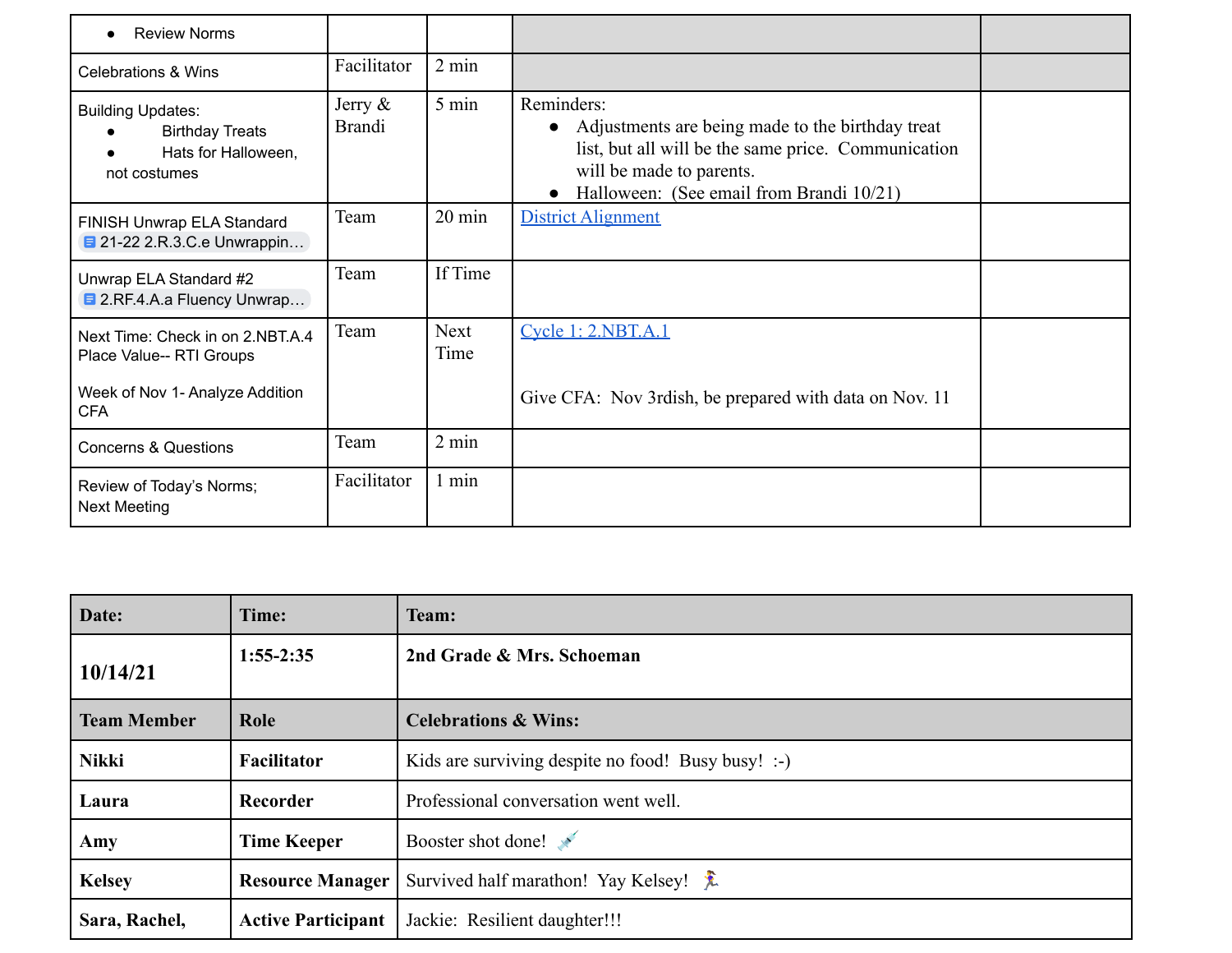| | | | | |
|---|---|---|---|---|
| • Review Norms | | | | |
| Celebrations & Wins | Facilitator | 2 min | | |
| Building Updates:<br>• Birthday Treats<br>• Hats for Halloween, not costumes | Jerry & Brandi | 5 min | Reminders:<br>• Adjustments are being made to the birthday treat list, but all will be the same price. Communication will be made to parents.<br>• Halloween: (See email from Brandi 10/21) | |
| FINISH Unwrap ELA Standard<br>21-22 2.R.3.C.e Unwrappin... | Team | 20 min | District Alignment | |
| Unwrap ELA Standard #2<br>2.RF.4.A.a Fluency Unwrap... | Team | If Time | | |
| Next Time: Check in on 2.NBT.A.4 Place Value-- RTI Groups<br><br>Week of Nov 1- Analyze Addition CFA | Team | Next Time | Cycle 1: 2.NBT.A.1<br><br>Give CFA: Nov 3rdish, be prepared with data on Nov. 11 | |
| Concerns & Questions | Team | 2 min | | |
| Review of Today's Norms; Next Meeting | Facilitator | 1 min | | |

| Date: | Time: | Team: |
|---|---|---|
| 10/14/21 | 1:55-2:35 | 2nd Grade & Mrs. Schoeman |
| **Team Member** | **Role** | **Celebrations & Wins:** |
| **Nikki** | **Facilitator** | Kids are surviving despite no food! Busy busy! :-) |
| **Laura** | **Recorder** | Professional conversation went well. |
| **Amy** | **Time Keeper** | Booster shot done! 💉 |
| **Kelsey** | **Resource Manager** | Survived half marathon! Yay Kelsey! 🏃‍♀️ |
| **Sara, Rachel,** | **Active Participant** | Jackie: Resilient daughter!!! |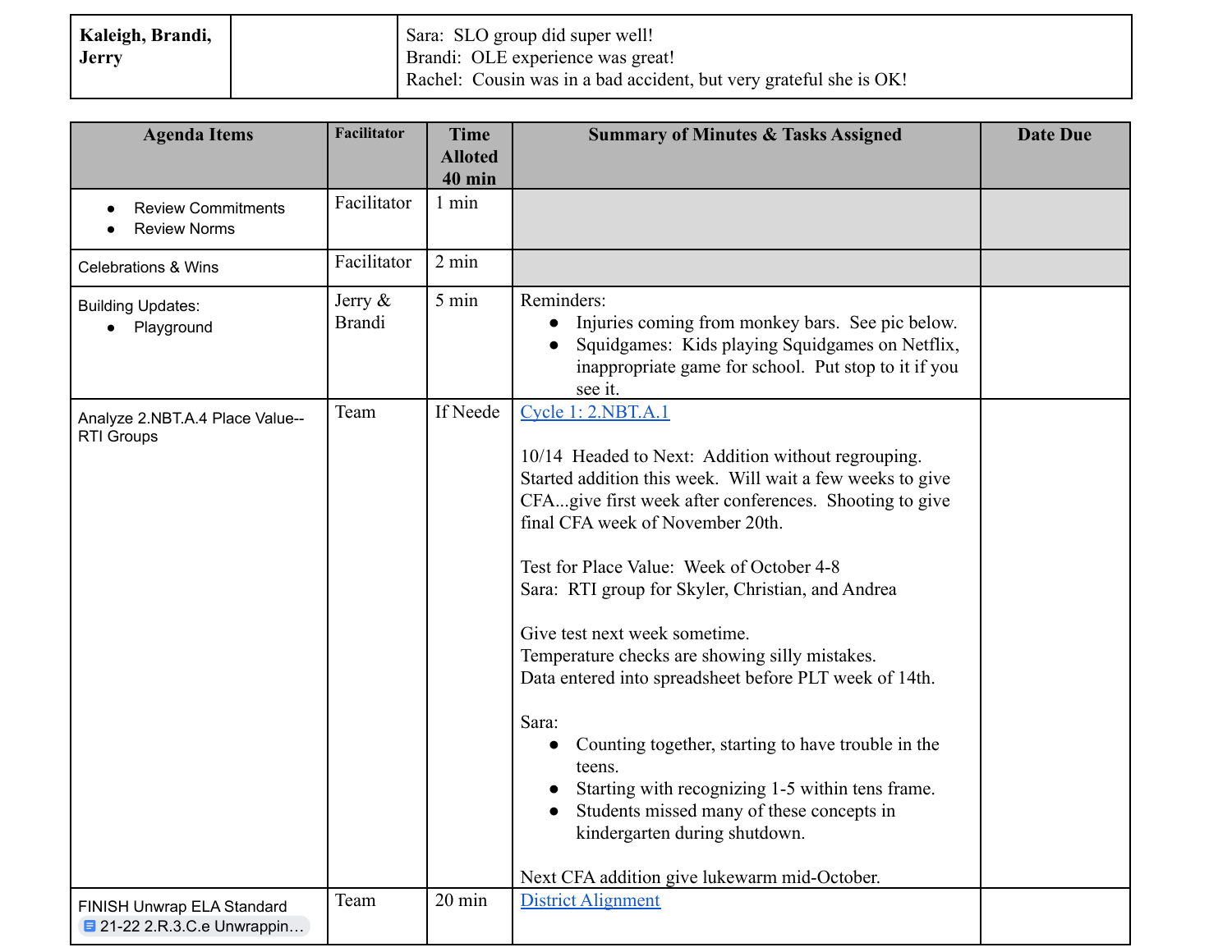| Kaleigh, Brandi, Jerry | | Sara: SLO group did super well!<br>Brandi: OLE experience was great!<br>Rachel: Cousin was in a bad accident, but very grateful she is OK! |
|---|---|---|

| Agenda Items | Facilitator | Time Alloted 40 min | Summary of Minutes & Tasks Assigned | Date Due |
|---|---|---|---|---|
| • Review Commitments<br>• Review Norms | Facilitator | 1 min | | |
| Celebrations & Wins | Facilitator | 2 min | | |
| Building Updates:<br>• Playground | Jerry & Brandi | 5 min | Reminders:<br>• Injuries coming from monkey bars. See pic below.<br>• Squidgames: Kids playing Squidgames on Netflix, inappropriate game for school. Put stop to it if you see it. | |
| Analyze 2.NBT.A.4 Place Value--RTI Groups | Team | If Neede | [Cycle 1: 2.NBT.A.1]()<br><br>10/14 Headed to Next: Addition without regrouping. Started addition this week. Will wait a few weeks to give CFA...give first week after conferences. Shooting to give final CFA week of November 20th.<br><br>Test for Place Value: Week of October 4-8<br>Sara: RTI group for Skyler, Christian, and Andrea<br><br>Give test next week sometime.<br>Temperature checks are showing silly mistakes.<br>Data entered into spreadsheet before PLT week of 14th.<br><br>Sara:<br>• Counting together, starting to have trouble in the teens.<br>• Starting with recognizing 1-5 within tens frame.<br>• Students missed many of these concepts in kindergarten during shutdown.<br><br>Next CFA addition give lukewarm mid-October. | |
| FINISH Unwrap ELA Standard 21-22 2.R.3.C.e Unwrappin... | Team | 20 min | [District Alignment]() | |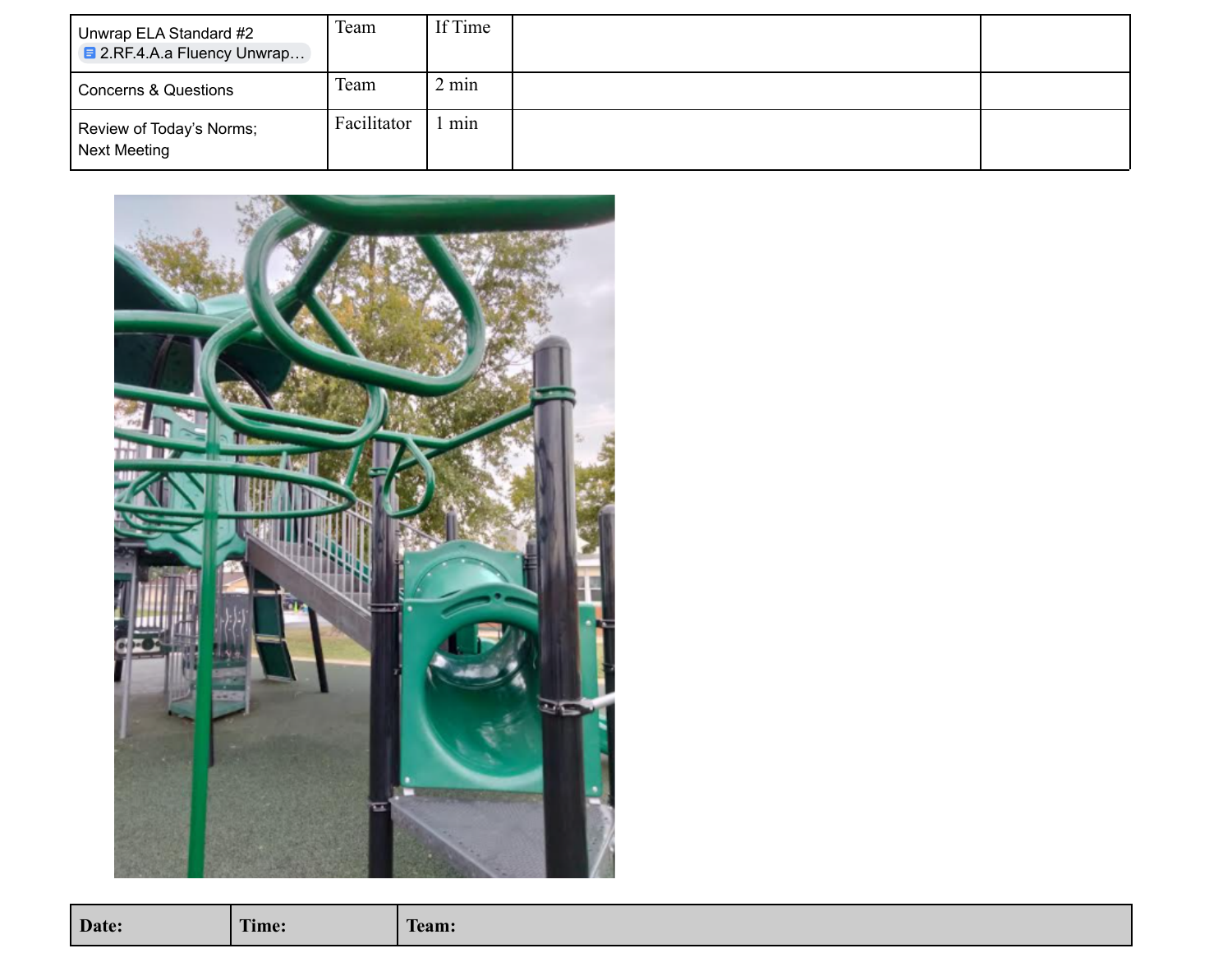| | | | | |
|---|---|---|---|---|
| Unwrap ELA Standard #2 2.RF.4.A.a Fluency Unwrap… | Team | If Time | | |
| Concerns & Questions | Team | 2 min | | |
| Review of Today's Norms; Next Meeting | Facilitator | 1 min | | |

| **Date:** | **Time:** | **Team:** |
|---|---|---|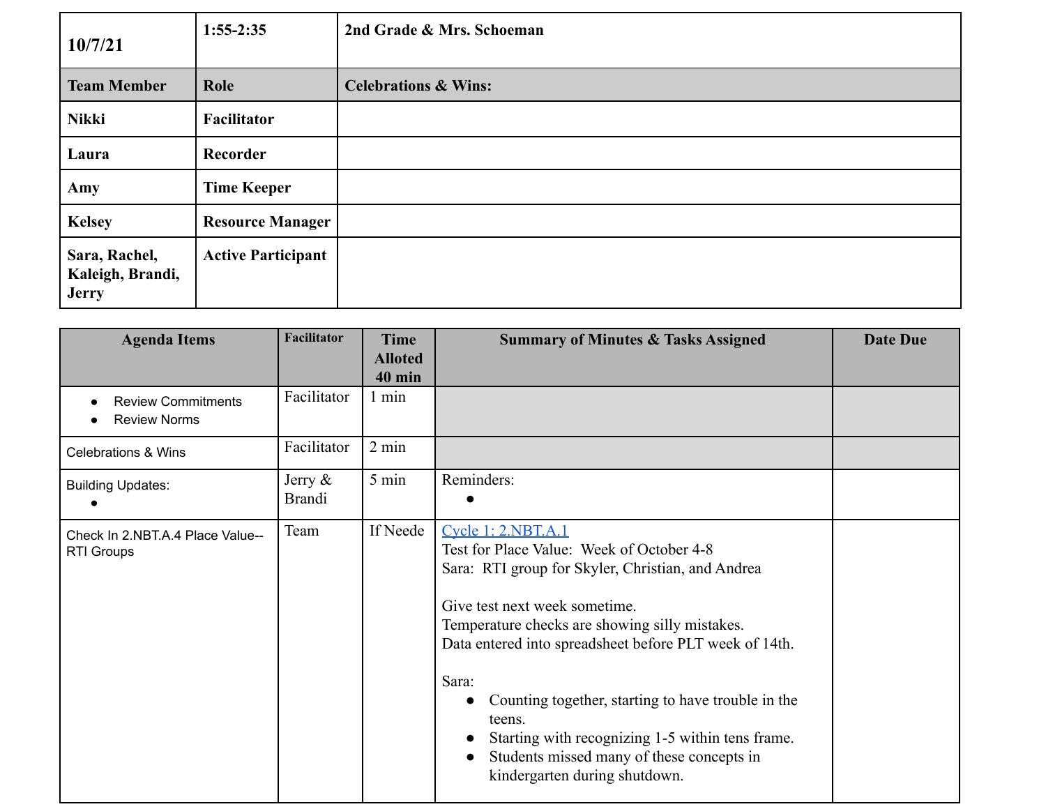| 10/7/21 | 1:55-2:35 | 2nd Grade & Mrs. Schoeman |
|---|---|---|
| **Team Member** | **Role** | **Celebrations & Wins:** |
| **Nikki** | **Facilitator** | |
| **Laura** | **Recorder** | |
| **Amy** | **Time Keeper** | |
| **Kelsey** | **Resource Manager** | |
| **Sara, Rachel, Kaleigh, Brandi, Jerry** | **Active Participant** | |

| Agenda Items | Facilitator | Time Alloted 40 min | Summary of Minutes & Tasks Assigned | Date Due |
|---|---|---|---|---|
| • Review Commitments<br>• Review Norms | Facilitator | 1 min | | |
| Celebrations & Wins | Facilitator | 2 min | | |
| Building Updates:<br>• | Jerry & Brandi | 5 min | Reminders:<br>• | |
| Check In 2.NBT.A.4 Place Value--RTI Groups | Team | If Neede | Cycle 1: 2.NBT.A.1<br>Test for Place Value: Week of October 4-8<br>Sara: RTI group for Skyler, Christian, and Andrea<br><br>Give test next week sometime.<br>Temperature checks are showing silly mistakes.<br>Data entered into spreadsheet before PLT week of 14th.<br><br>Sara:<br>• Counting together, starting to have trouble in the teens.<br>• Starting with recognizing 1-5 within tens frame.<br>• Students missed many of these concepts in kindergarten during shutdown. | |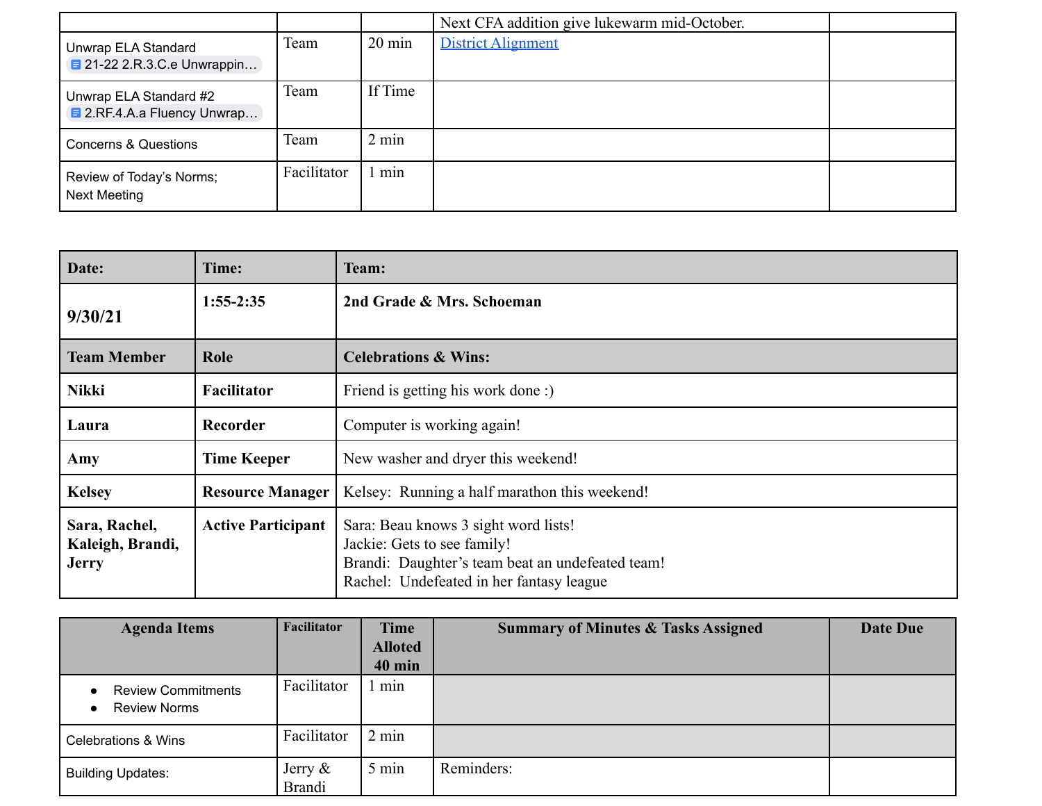| | | | Next CFA addition give lukewarm mid-October. | |
|---|---|---|---|---|
| Unwrap ELA Standard 21-22 2.R.3.C.e Unwrappin… | Team | 20 min | [District Alignment]() | |
| Unwrap ELA Standard #2 2.RF.4.A.a Fluency Unwrap… | Team | If Time | | |
| Concerns & Questions | Team | 2 min | | |
| Review of Today's Norms; Next Meeting | Facilitator | 1 min | | |

| **Date:** | **Time:** | **Team:** |
|---|---|---|
| **9/30/21** | **1:55-2:35** | **2nd Grade & Mrs. Schoeman** |
| **Team Member** | **Role** | **Celebrations & Wins:** |
| **Nikki** | **Facilitator** | Friend is getting his work done :) |
| **Laura** | **Recorder** | Computer is working again! |
| **Amy** | **Time Keeper** | New washer and dryer this weekend! |
| **Kelsey** | **Resource Manager** | Kelsey: Running a half marathon this weekend! |
| **Sara, Rachel, Kaleigh, Brandi, Jerry** | **Active Participant** | Sara: Beau knows 3 sight word lists!<br>Jackie: Gets to see family!<br>Brandi: Daughter's team beat an undefeated team!<br>Rachel: Undefeated in her fantasy league |

| **Agenda Items** | **Facilitator** | **Time Alloted 40 min** | **Summary of Minutes & Tasks Assigned** | **Date Due** |
|---|---|---|---|---|
| • Review Commitments<br>• Review Norms | Facilitator | 1 min | | |
| Celebrations & Wins | Facilitator | 2 min | | |
| Building Updates: | Jerry & Brandi | 5 min | Reminders: | |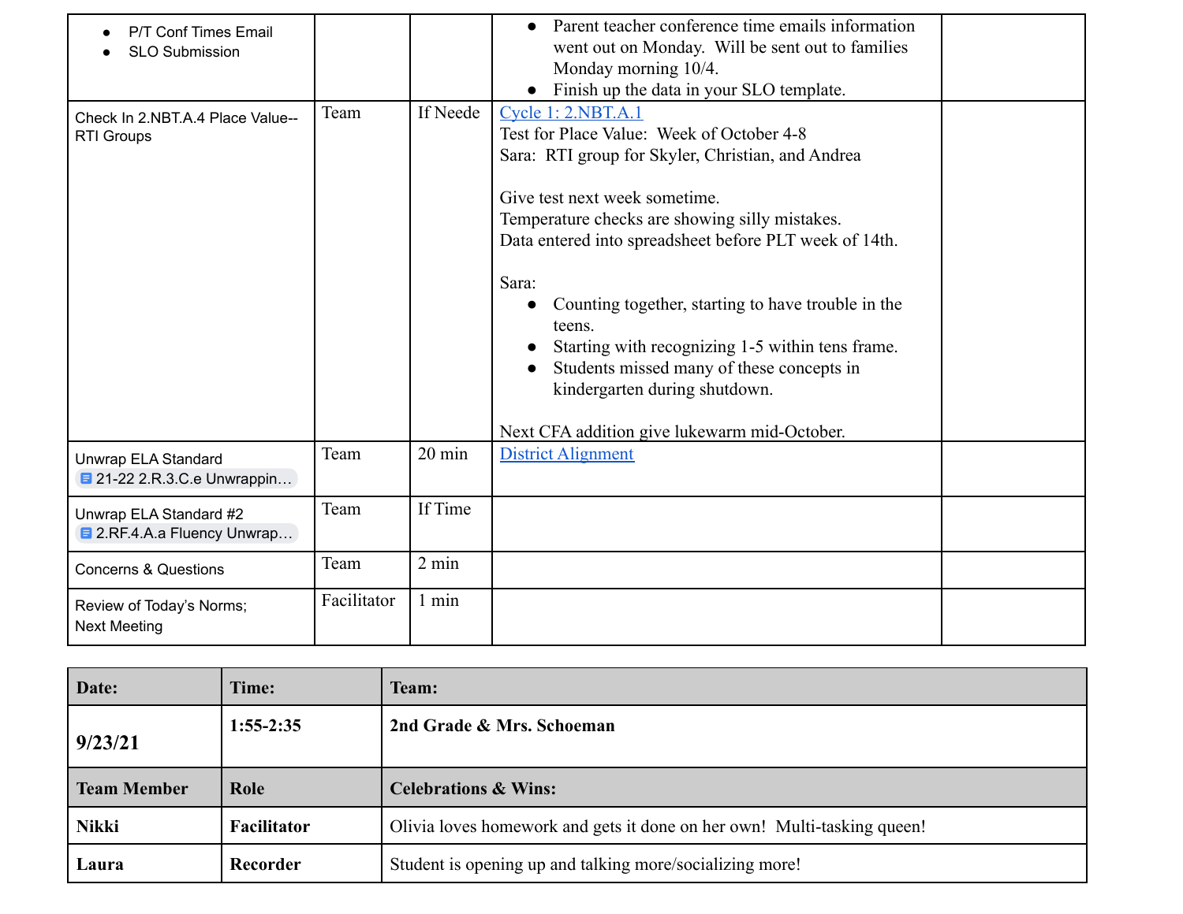| | | | | |
|---|---|---|---|---|
| • P/T Conf Times Email<br>• SLO Submission | | | • Parent teacher conference time emails information went out on Monday. Will be sent out to families Monday morning 10/4.<br>• Finish up the data in your SLO template. | |
| Check In 2.NBT.A.4 Place Value--RTI Groups | Team | If Neede | Cycle 1: 2.NBT.A.1<br>Test for Place Value: Week of October 4-8<br>Sara: RTI group for Skyler, Christian, and Andrea<br><br>Give test next week sometime.<br>Temperature checks are showing silly mistakes.<br>Data entered into spreadsheet before PLT week of 14th.<br><br>Sara:<br>• Counting together, starting to have trouble in the teens.<br>• Starting with recognizing 1-5 within tens frame.<br>• Students missed many of these concepts in kindergarten during shutdown.<br><br>Next CFA addition give lukewarm mid-October. | |
| Unwrap ELA Standard<br>21-22 2.R.3.C.e Unwrappin… | Team | 20 min | District Alignment | |
| Unwrap ELA Standard #2<br>2.RF.4.A.a Fluency Unwrap… | Team | If Time | | |
| Concerns & Questions | Team | 2 min | | |
| Review of Today's Norms;<br>Next Meeting | Facilitator | 1 min | | |

| **Date:** | **Time:** | **Team:** |
|---|---|---|
| **9/23/21** | **1:55-2:35** | **2nd Grade & Mrs. Schoeman** |
| **Team Member** | **Role** | **Celebrations & Wins:** |
| **Nikki** | **Facilitator** | Olivia loves homework and gets it done on her own! Multi-tasking queen! |
| **Laura** | **Recorder** | Student is opening up and talking more/socializing more! |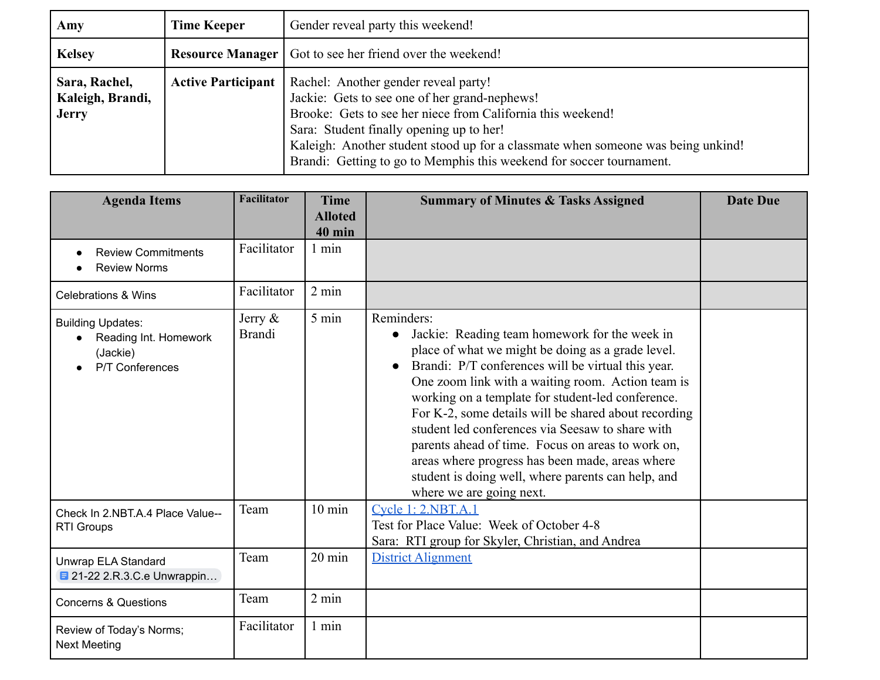| Amy | Time Keeper | Gender reveal party this weekend! |
|---|---|---|
| Kelsey | Resource Manager | Got to see her friend over the weekend! |
| Sara, Rachel, Kaleigh, Brandi, Jerry | Active Participant | Rachel: Another gender reveal party!<br>Jackie: Gets to see one of her grand-nephews!<br>Brooke: Gets to see her niece from California this weekend!<br>Sara: Student finally opening up to her!<br>Kaleigh: Another student stood up for a classmate when someone was being unkind!<br>Brandi: Getting to go to Memphis this weekend for soccer tournament. |

| Agenda Items | Facilitator | Time Alloted 40 min | Summary of Minutes & Tasks Assigned | Date Due |
|---|---|---|---|---|
| • Review Commitments<br>• Review Norms | Facilitator | 1 min | | |
| Celebrations & Wins | Facilitator | 2 min | | |
| Building Updates:<br>• Reading Int. Homework (Jackie)<br>• P/T Conferences | Jerry & Brandi | 5 min | Reminders:<br>• Jackie: Reading team homework for the week in place of what we might be doing as a grade level.<br>• Brandi: P/T conferences will be virtual this year. One zoom link with a waiting room. Action team is working on a template for student-led conference. For K-2, some details will be shared about recording student led conferences via Seesaw to share with parents ahead of time. Focus on areas to work on, areas where progress has been made, areas where student is doing well, where parents can help, and where we are going next. | |
| Check In 2.NBT.A.4 Place Value--RTI Groups | Team | 10 min | Cycle 1: 2.NBT.A.1<br>Test for Place Value: Week of October 4-8<br>Sara: RTI group for Skyler, Christian, and Andrea | |
| Unwrap ELA Standard<br>21-22 2.R.3.C.e Unwrappin... | Team | 20 min | District Alignment | |
| Concerns & Questions | Team | 2 min | | |
| Review of Today's Norms;<br>Next Meeting | Facilitator | 1 min | | |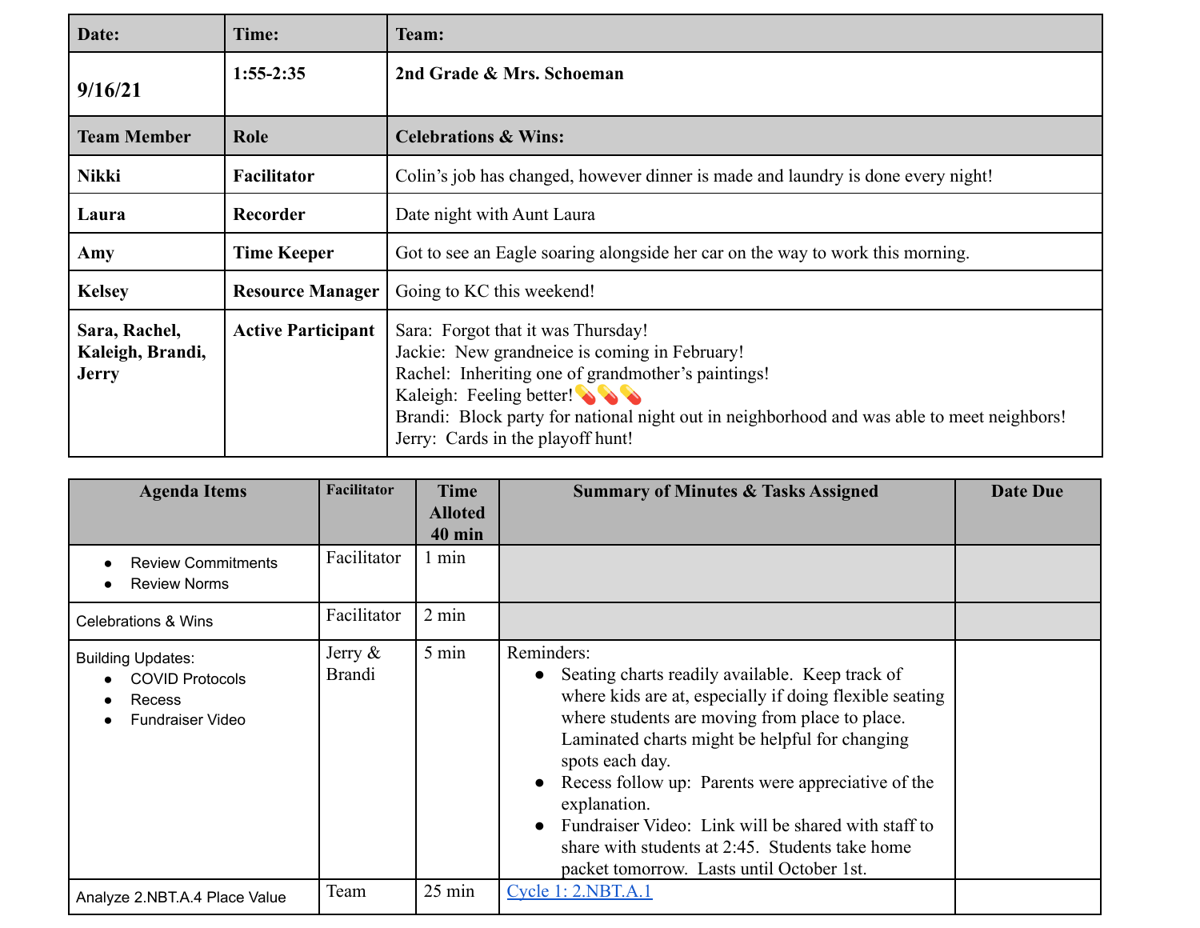| **Date:** | **Time:** | **Team:** |
|---|---|---|
| **9/16/21** | **1:55-2:35** | **2nd Grade & Mrs. Schoeman** |
| **Team Member** | **Role** | **Celebrations & Wins:** |
| **Nikki** | **Facilitator** | Colin's job has changed, however dinner is made and laundry is done every night! |
| **Laura** | **Recorder** | Date night with Aunt Laura |
| **Amy** | **Time Keeper** | Got to see an Eagle soaring alongside her car on the way to work this morning. |
| **Kelsey** | **Resource Manager** | Going to KC this weekend! |
| **Sara, Rachel, Kaleigh, Brandi, Jerry** | **Active Participant** | Sara: Forgot that it was Thursday!<br>Jackie: New grandneice is coming in February!<br>Rachel: Inheriting one of grandmother's paintings!<br>Kaleigh: Feeling better!💊💊💊<br>Brandi: Block party for national night out in neighborhood and was able to meet neighbors!<br>Jerry: Cards in the playoff hunt! |

| Agenda Items | Facilitator | Time Alloted 40 min | Summary of Minutes & Tasks Assigned | Date Due |
|---|---|---|---|---|
| • Review Commitments<br>• Review Norms | Facilitator | 1 min | | |
| Celebrations & Wins | Facilitator | 2 min | | |
| Building Updates:<br>• COVID Protocols<br>• Recess<br>• Fundraiser Video | Jerry & Brandi | 5 min | Reminders:<br>• Seating charts readily available. Keep track of where kids are at, especially if doing flexible seating where students are moving from place to place. Laminated charts might be helpful for changing spots each day.<br>• Recess follow up: Parents were appreciative of the explanation.<br>• Fundraiser Video: Link will be shared with staff to share with students at 2:45. Students take home packet tomorrow. Lasts until October 1st. | |
| Analyze 2.NBT.A.4 Place Value | Team | 25 min | Cycle 1: 2.NBT.A.1 | |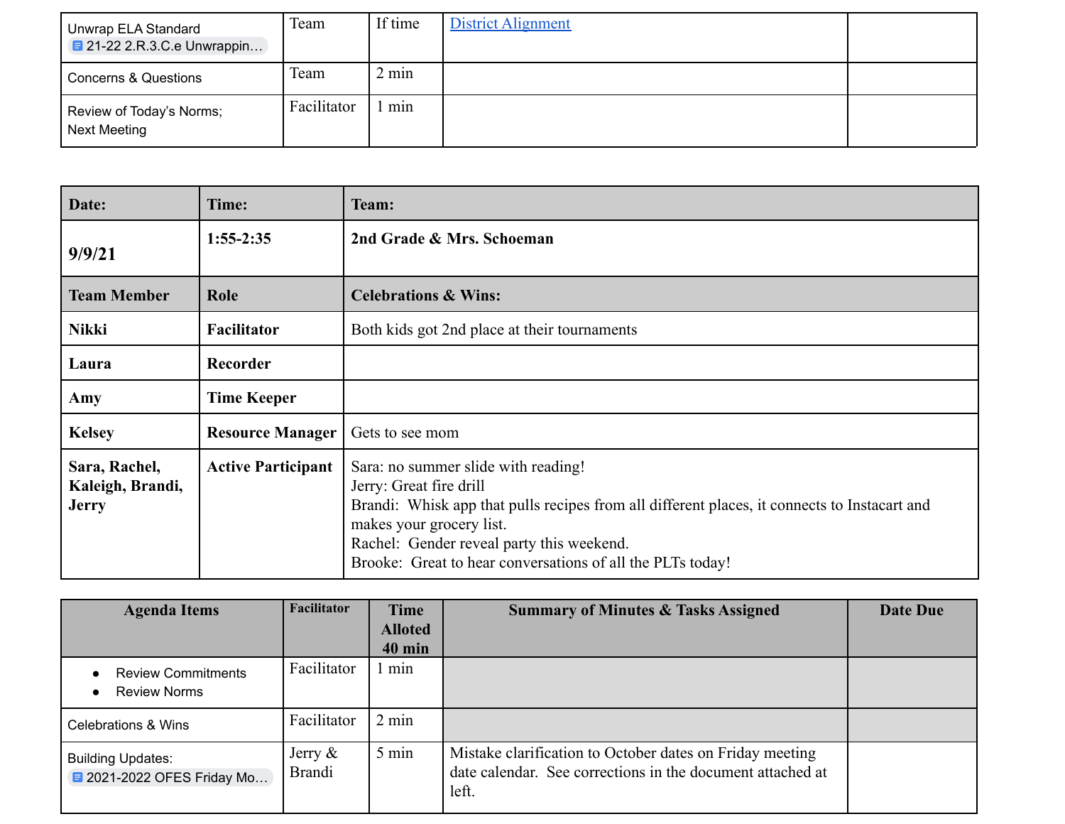| Unwrap ELA Standard 21-22 2.R.3.C.e Unwrappin… | Team | If time | District Alignment | |
|---|---|---|---|---|
| Concerns & Questions | Team | 2 min | | |
| Review of Today's Norms; Next Meeting | Facilitator | 1 min | | |

| **Date:** | **Time:** | **Team:** |
|---|---|---|
| **9/9/21** | **1:55-2:35** | **2nd Grade & Mrs. Schoeman** |
| **Team Member** | **Role** | **Celebrations & Wins:** |
| **Nikki** | **Facilitator** | Both kids got 2nd place at their tournaments |
| **Laura** | **Recorder** | |
| **Amy** | **Time Keeper** | |
| **Kelsey** | **Resource Manager** | Gets to see mom |
| **Sara, Rachel, Kaleigh, Brandi, Jerry** | **Active Participant** | Sara: no summer slide with reading!<br>Jerry: Great fire drill<br>Brandi: Whisk app that pulls recipes from all different places, it connects to Instacart and makes your grocery list.<br>Rachel: Gender reveal party this weekend.<br>Brooke: Great to hear conversations of all the PLTs today! |

| Agenda Items | Facilitator | Time Alloted 40 min | Summary of Minutes & Tasks Assigned | Date Due |
|---|---|---|---|---|
| • Review Commitments<br>• Review Norms | Facilitator | 1 min | | |
| Celebrations & Wins | Facilitator | 2 min | | |
| Building Updates: 2021-2022 OFES Friday Mo… | Jerry & Brandi | 5 min | Mistake clarification to October dates on Friday meeting date calendar. See corrections in the document attached at left. | |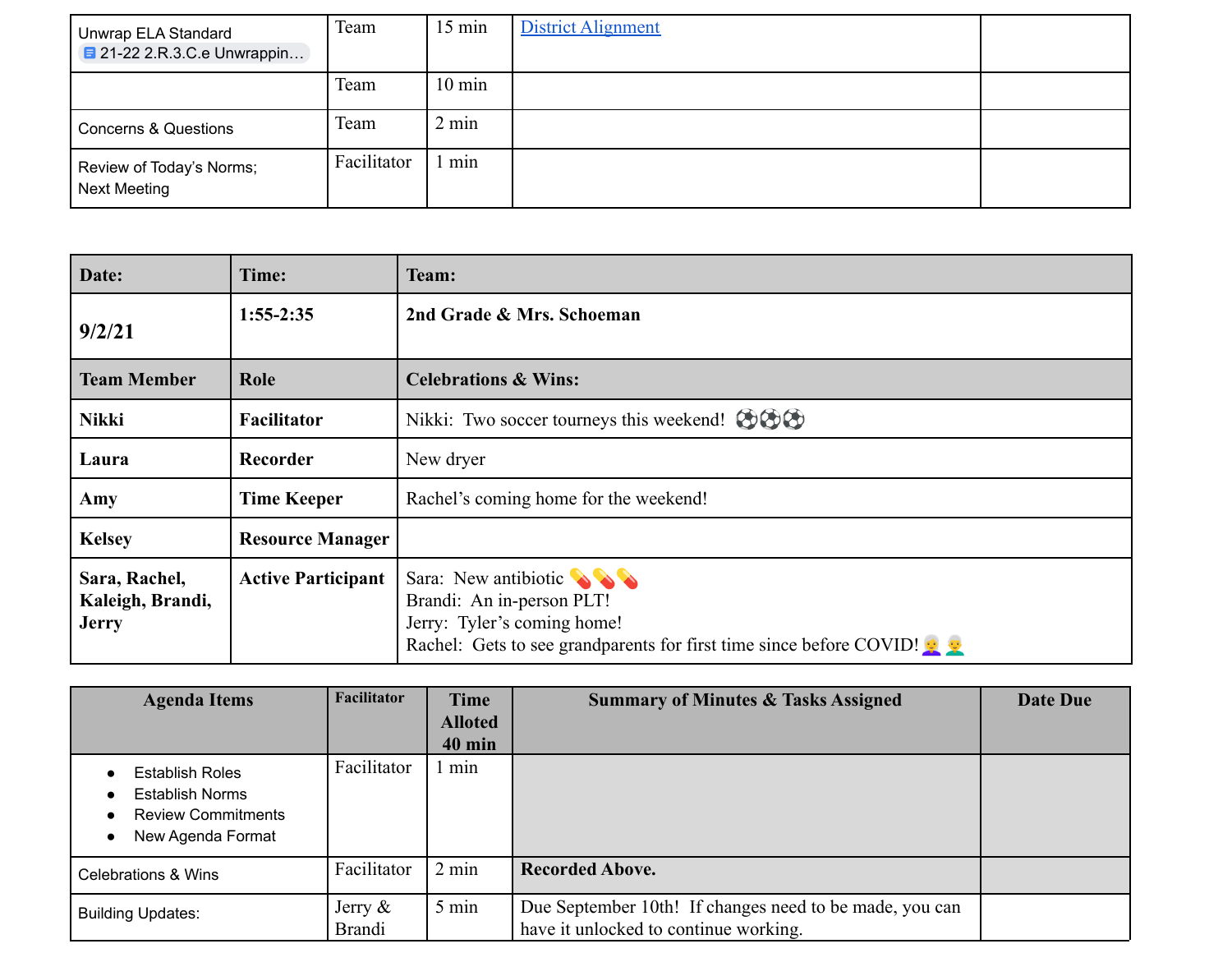| Unwrap ELA Standard 21-22 2.R.3.C.e Unwrappin… | Team | 15 min | [District Alignment] | |
|---|---|---|---|---|
| | Team | 10 min | | |
| Concerns & Questions | Team | 2 min | | |
| Review of Today's Norms; Next Meeting | Facilitator | 1 min | | |

| **Date:** | **Time:** | **Team:** |
|---|---|---|
| **9/2/21** | **1:55-2:35** | **2nd Grade & Mrs. Schoeman** |
| **Team Member** | **Role** | **Celebrations & Wins:** |
| **Nikki** | **Facilitator** | Nikki: Two soccer tourneys this weekend! ⚽⚽⚽ |
| **Laura** | **Recorder** | New dryer |
| **Amy** | **Time Keeper** | Rachel's coming home for the weekend! |
| **Kelsey** | **Resource Manager** | |
| **Sara, Rachel, Kaleigh, Brandi, Jerry** | **Active Participant** | Sara: New antibiotic 💊💊💊<br>Brandi: An in-person PLT!<br>Jerry: Tyler's coming home!<br>Rachel: Gets to see grandparents for first time since before COVID! 👵👴 |

| **Agenda Items** | **Facilitator** | **Time Alloted 40 min** | **Summary of Minutes & Tasks Assigned** | **Date Due** |
|---|---|---|---|---|
| • Establish Roles<br>• Establish Norms<br>• Review Commitments<br>• New Agenda Format | Facilitator | 1 min | | |
| Celebrations & Wins | Facilitator | 2 min | **Recorded Above.** | |
| Building Updates: | Jerry & Brandi | 5 min | Due September 10th! If changes need to be made, you can have it unlocked to continue working. | |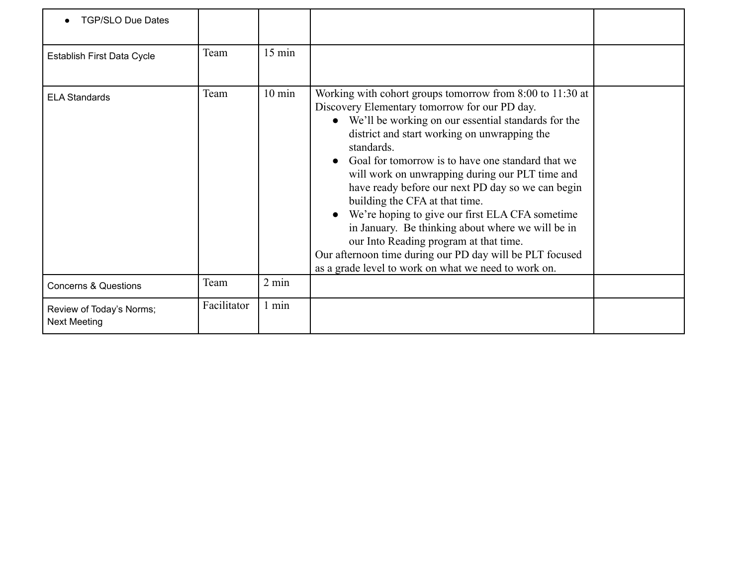| | | | | |
|---|---|---|---|---|
| • TGP/SLO Due Dates | | | | |
| Establish First Data Cycle | Team | 15 min | | |
| ELA Standards | Team | 10 min | Working with cohort groups tomorrow from 8:00 to 11:30 at Discovery Elementary tomorrow for our PD day.<br>• We'll be working on our essential standards for the district and start working on unwrapping the standards.<br>• Goal for tomorrow is to have one standard that we will work on unwrapping during our PLT time and have ready before our next PD day so we can begin building the CFA at that time.<br>• We're hoping to give our first ELA CFA sometime in January. Be thinking about where we will be in our Into Reading program at that time.<br>Our afternoon time during our PD day will be PLT focused as a grade level to work on what we need to work on. | |
| Concerns & Questions | Team | 2 min | | |
| Review of Today's Norms;<br>Next Meeting | Facilitator | 1 min | | |